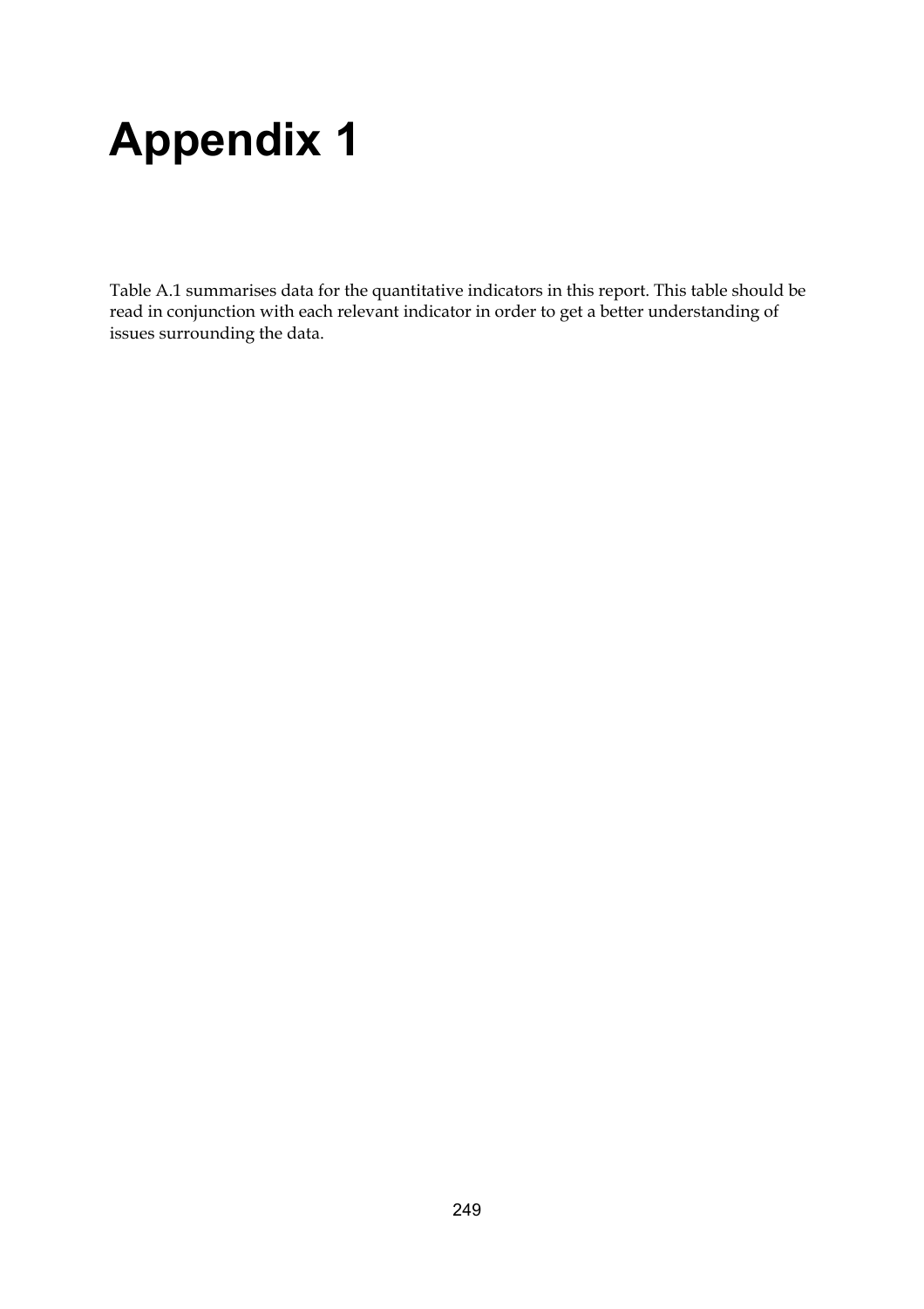# Appendix 1

Table A.1 summarises data for the quantitative indicators in this report. This table should be read in conjunction with each relevant indicator in order to get a better understanding of issues surrounding the data.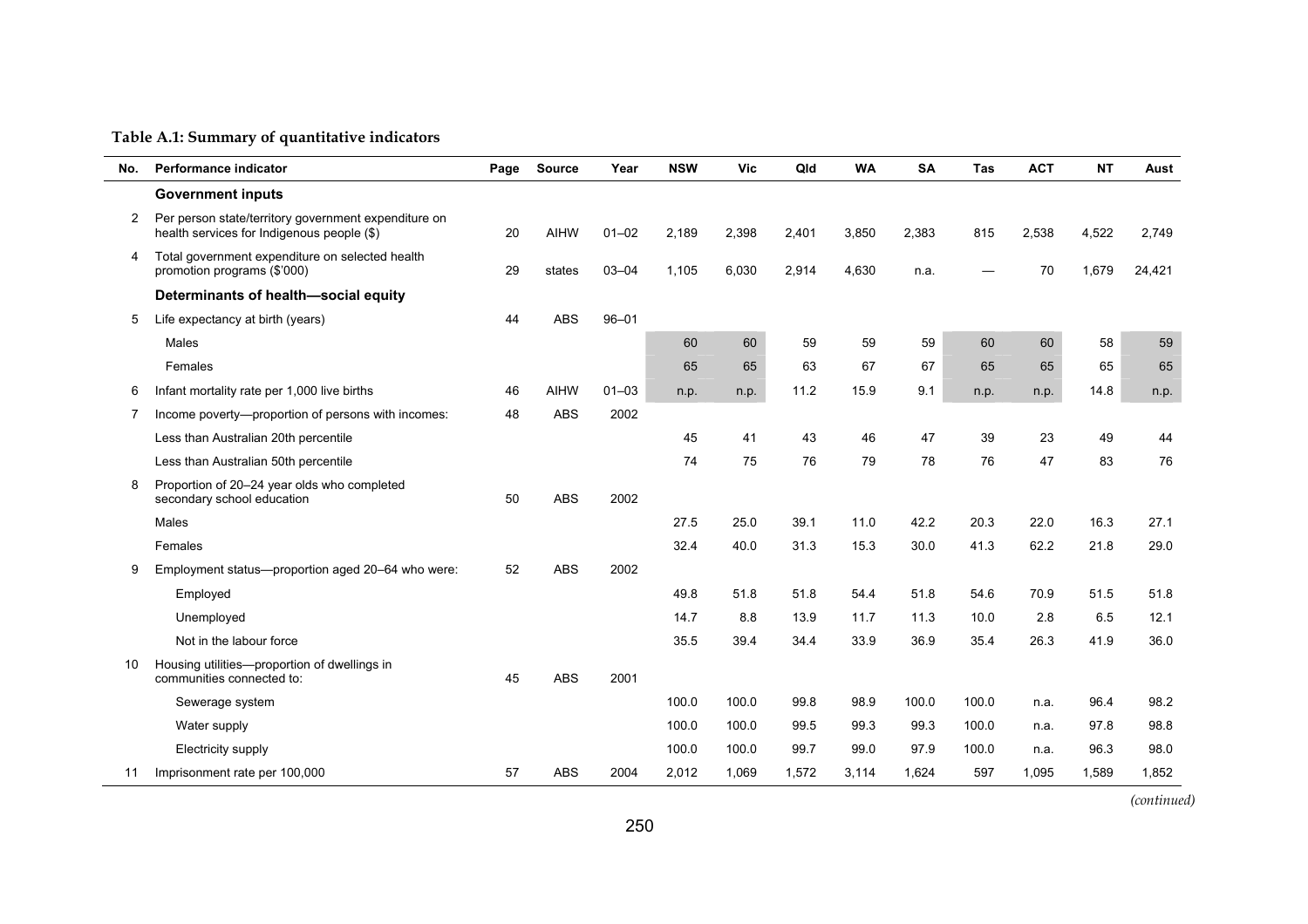**Table A.1: Summary of quantitative indicators**

| No. | Performance indicator | Page | Source | Year | NSW | Vic | Qld | WA | SA | Tas | ACT | NT | Aust |
|---|---|---|---|---|---|---|---|---|---|---|---|---|---|
| | **Government inputs** | | | | | | | | | | | | |
| 2 | Per person state/territory government expenditure on health services for Indigenous people ($) | 20 | AIHW | 01–02 | 2,189 | 2,398 | 2,401 | 3,850 | 2,383 | 815 | 2,538 | 4,522 | 2,749 |
| 4 | Total government expenditure on selected health promotion programs ($'000) | 29 | states | 03–04 | 1,105 | 6,030 | 2,914 | 4,630 | n.a. | — | 70 | 1,679 | 24,421 |
| | **Determinants of health—social equity** | | | | | | | | | | | | |
| 5 | Life expectancy at birth (years) | 44 | ABS | 96–01 | | | | | | | | | |
| | Males | | | | 60 | 60 | 59 | 59 | 59 | 60 | 60 | 58 | 59 |
| | Females | | | | 65 | 65 | 63 | 67 | 67 | 65 | 65 | 65 | 65 |
| 6 | Infant mortality rate per 1,000 live births | 46 | AIHW | 01–03 | n.p. | n.p. | 11.2 | 15.9 | 9.1 | n.p. | n.p. | 14.8 | n.p. |
| 7 | Income poverty—proportion of persons with incomes: | 48 | ABS | 2002 | | | | | | | | | |
| | Less than Australian 20th percentile | | | | 45 | 41 | 43 | 46 | 47 | 39 | 23 | 49 | 44 |
| | Less than Australian 50th percentile | | | | 74 | 75 | 76 | 79 | 78 | 76 | 47 | 83 | 76 |
| 8 | Proportion of 20–24 year olds who completed secondary school education | 50 | ABS | 2002 | | | | | | | | | |
| | Males | | | | 27.5 | 25.0 | 39.1 | 11.0 | 42.2 | 20.3 | 22.0 | 16.3 | 27.1 |
| | Females | | | | 32.4 | 40.0 | 31.3 | 15.3 | 30.0 | 41.3 | 62.2 | 21.8 | 29.0 |
| 9 | Employment status—proportion aged 20–64 who were: | 52 | ABS | 2002 | | | | | | | | | |
| | Employed | | | | 49.8 | 51.8 | 51.8 | 54.4 | 51.8 | 54.6 | 70.9 | 51.5 | 51.8 |
| | Unemployed | | | | 14.7 | 8.8 | 13.9 | 11.7 | 11.3 | 10.0 | 2.8 | 6.5 | 12.1 |
| | Not in the labour force | | | | 35.5 | 39.4 | 34.4 | 33.9 | 36.9 | 35.4 | 26.3 | 41.9 | 36.0 |
| 10 | Housing utilities—proportion of dwellings in communities connected to: | 45 | ABS | 2001 | | | | | | | | | |
| | Sewerage system | | | | 100.0 | 100.0 | 99.8 | 98.9 | 100.0 | 100.0 | n.a. | 96.4 | 98.2 |
| | Water supply | | | | 100.0 | 100.0 | 99.5 | 99.3 | 99.3 | 100.0 | n.a. | 97.8 | 98.8 |
| | Electricity supply | | | | 100.0 | 100.0 | 99.7 | 99.0 | 97.9 | 100.0 | n.a. | 96.3 | 98.0 |
| 11 | Imprisonment rate per 100,000 | 57 | ABS | 2004 | 2,012 | 1,069 | 1,572 | 3,114 | 1,624 | 597 | 1,095 | 1,589 | 1,852 |

*(continued)*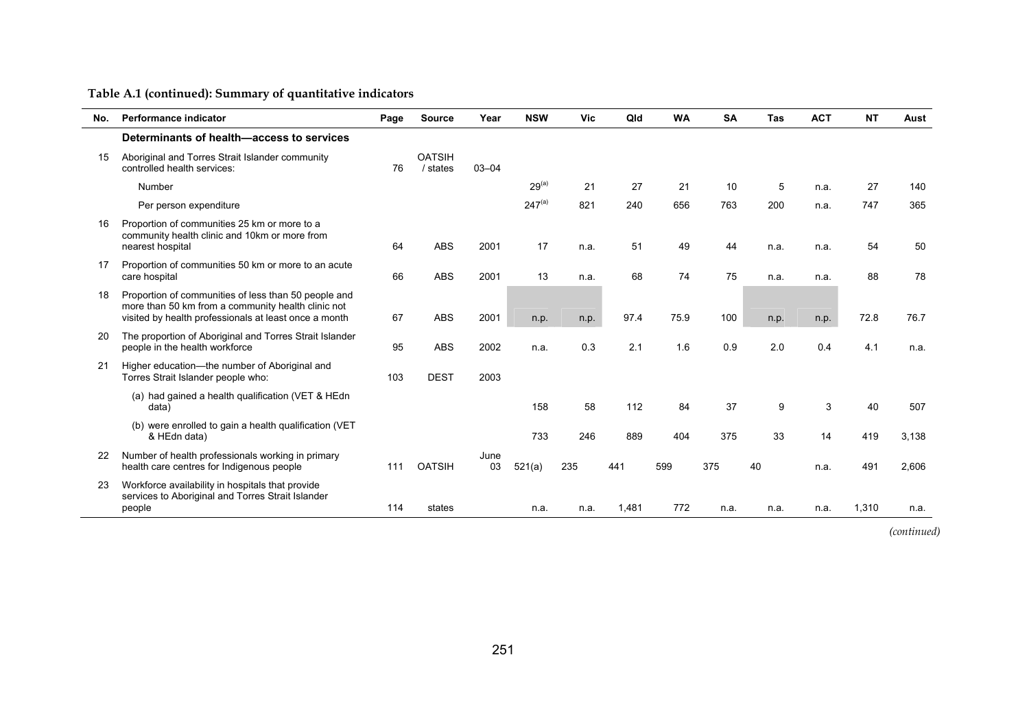**Table A.1 (continued): Summary of quantitative indicators**

| No. | Performance indicator | Page | Source | Year | NSW | Vic | Qld | WA | SA | Tas | ACT | NT | Aust |
|---|---|---|---|---|---|---|---|---|---|---|---|---|---|
| | **Determinants of health—access to services** | | | | | | | | | | | | |
| 15 | Aboriginal and Torres Strait Islander community controlled health services: | 76 | OATSIH / states | 03–04 | | | | | | | | | |
| | Number | | | | 29[(a)] | 21 | 27 | 21 | 10 | 5 | n.a. | 27 | 140 |
| | Per person expenditure | | | | 247[(a)] | 821 | 240 | 656 | 763 | 200 | n.a. | 747 | 365 |
| 16 | Proportion of communities 25 km or more to a community health clinic and 10km or more from nearest hospital | 64 | ABS | 2001 | 17 | n.a. | 51 | 49 | 44 | n.a. | n.a. | 54 | 50 |
| 17 | Proportion of communities 50 km or more to an acute care hospital | 66 | ABS | 2001 | 13 | n.a. | 68 | 74 | 75 | n.a. | n.a. | 88 | 78 |
| 18 | Proportion of communities of less than 50 people and more than 50 km from a community health clinic not visited by health professionals at least once a month | 67 | ABS | 2001 | n.p. | n.p. | 97.4 | 75.9 | 100 | n.p. | n.p. | 72.8 | 76.7 |
| 20 | The proportion of Aboriginal and Torres Strait Islander people in the health workforce | 95 | ABS | 2002 | n.a. | 0.3 | 2.1 | 1.6 | 0.9 | 2.0 | 0.4 | 4.1 | n.a. |
| 21 | Higher education—the number of Aboriginal and Torres Strait Islander people who: | 103 | DEST | 2003 | | | | | | | | | |
| | (a) had gained a health qualification (VET & HEdn data) | | | | 158 | 58 | 112 | 84 | 37 | 9 | 3 | 40 | 507 |
| | (b) were enrolled to gain a health qualification (VET & HEdn data) | | | | 733 | 246 | 889 | 404 | 375 | 33 | 14 | 419 | 3,138 |
| 22 | Number of health professionals working in primary health care centres for Indigenous people | 111 | OATSIH | June 03 | 521(a) | 235 | 441 | 599 | 375 | 40 | n.a. | 491 | 2,606 |
| 23 | Workforce availability in hospitals that provide services to Aboriginal and Torres Strait Islander people | 114 | states | | n.a. | n.a. | 1,481 | 772 | n.a. | n.a. | n.a. | 1,310 | n.a. |

*(continued)*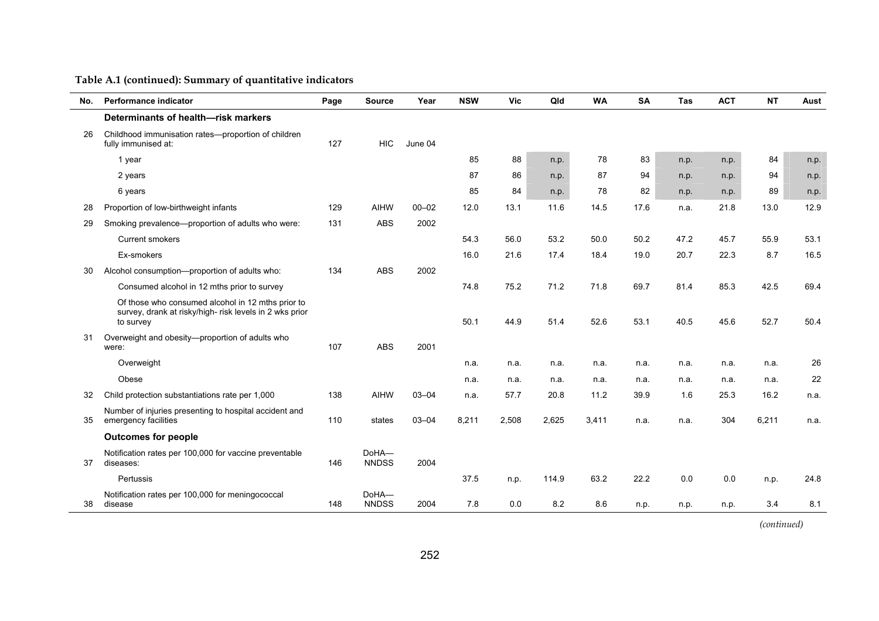**Table A.1 (continued): Summary of quantitative indicators**

| No. | Performance indicator | Page | Source | Year | NSW | Vic | Qld | WA | SA | Tas | ACT | NT | Aust |
|---|---|---|---|---|---|---|---|---|---|---|---|---|---|
| | **Determinants of health—risk markers** | | | | | | | | | | | | |
| 26 | Childhood immunisation rates—proportion of children fully immunised at: | 127 | HIC | June 04 | | | | | | | | | |
| | 1 year | | | | 85 | 88 | n.p. | 78 | 83 | n.p. | n.p. | 84 | n.p. |
| | 2 years | | | | 87 | 86 | n.p. | 87 | 94 | n.p. | n.p. | 94 | n.p. |
| | 6 years | | | | 85 | 84 | n.p. | 78 | 82 | n.p. | n.p. | 89 | n.p. |
| 28 | Proportion of low-birthweight infants | 129 | AIHW | 00–02 | 12.0 | 13.1 | 11.6 | 14.5 | 17.6 | n.a. | 21.8 | 13.0 | 12.9 |
| 29 | Smoking prevalence—proportion of adults who were: | 131 | ABS | 2002 | | | | | | | | | |
| | Current smokers | | | | 54.3 | 56.0 | 53.2 | 50.0 | 50.2 | 47.2 | 45.7 | 55.9 | 53.1 |
| | Ex-smokers | | | | 16.0 | 21.6 | 17.4 | 18.4 | 19.0 | 20.7 | 22.3 | 8.7 | 16.5 |
| 30 | Alcohol consumption—proportion of adults who: | 134 | ABS | 2002 | | | | | | | | | |
| | Consumed alcohol in 12 mths prior to survey | | | | 74.8 | 75.2 | 71.2 | 71.8 | 69.7 | 81.4 | 85.3 | 42.5 | 69.4 |
| | Of those who consumed alcohol in 12 mths prior to survey, drank at risky/high- risk levels in 2 wks prior to survey | | | | 50.1 | 44.9 | 51.4 | 52.6 | 53.1 | 40.5 | 45.6 | 52.7 | 50.4 |
| 31 | Overweight and obesity—proportion of adults who were: | 107 | ABS | 2001 | | | | | | | | | |
| | Overweight | | | | n.a. | n.a. | n.a. | n.a. | n.a. | n.a. | n.a. | n.a. | 26 |
| | Obese | | | | n.a. | n.a. | n.a. | n.a. | n.a. | n.a. | n.a. | n.a. | 22 |
| 32 | Child protection substantiations rate per 1,000 | 138 | AIHW | 03–04 | n.a. | 57.7 | 20.8 | 11.2 | 39.9 | 1.6 | 25.3 | 16.2 | n.a. |
| 35 | Number of injuries presenting to hospital accident and emergency facilities | 110 | states | 03–04 | 8,211 | 2,508 | 2,625 | 3,411 | n.a. | n.a. | 304 | 6,211 | n.a. |
| | **Outcomes for people** | | | | | | | | | | | | |
| 37 | Notification rates per 100,000 for vaccine preventable diseases: | 146 | DoHA—NNDSS | 2004 | | | | | | | | | |
| | Pertussis | | | | 37.5 | n.p. | 114.9 | 63.2 | 22.2 | 0.0 | 0.0 | n.p. | 24.8 |
| 38 | Notification rates per 100,000 for meningococcal disease | 148 | DoHA—NNDSS | 2004 | 7.8 | 0.0 | 8.2 | 8.6 | n.p. | n.p. | n.p. | 3.4 | 8.1 |

*(continued)*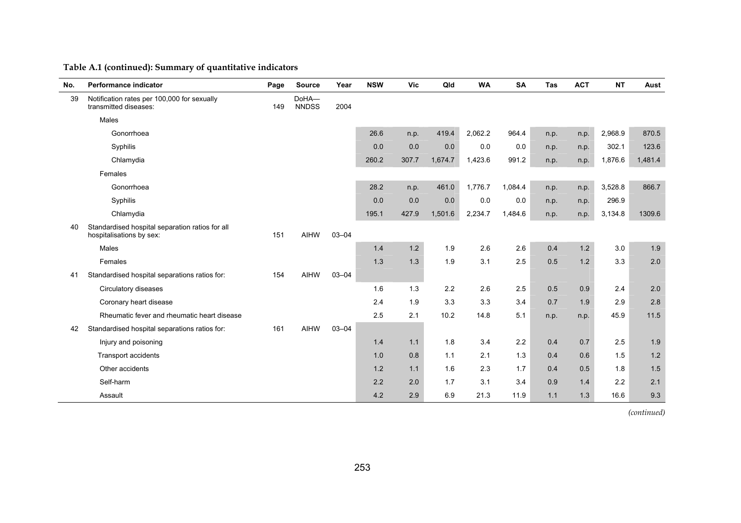**Table A.1 (continued): Summary of quantitative indicators**

| No. | Performance indicator | Page | Source | Year | NSW | Vic | Qld | WA | SA | Tas | ACT | NT | Aust |
|---|---|---|---|---|---|---|---|---|---|---|---|---|---|
| 39 | Notification rates per 100,000 for sexually transmitted diseases: | 149 | DoHA—NNDSS | 2004 | | | | | | | | | |
| | Males | | | | | | | | | | | | |
| | Gonorrhoea | | | | 26.6 | n.p. | 419.4 | 2,062.2 | 964.4 | n.p. | n.p. | 2,968.9 | 870.5 |
| | Syphilis | | | | 0.0 | 0.0 | 0.0 | 0.0 | 0.0 | n.p. | n.p. | 302.1 | 123.6 |
| | Chlamydia | | | | 260.2 | 307.7 | 1,674.7 | 1,423.6 | 991.2 | n.p. | n.p. | 1,876.6 | 1,481.4 |
| | Females | | | | | | | | | | | | |
| | Gonorrhoea | | | | 28.2 | n.p. | 461.0 | 1,776.7 | 1,084.4 | n.p. | n.p. | 3,528.8 | 866.7 |
| | Syphilis | | | | 0.0 | 0.0 | 0.0 | 0.0 | 0.0 | n.p. | n.p. | 296.9 | |
| | Chlamydia | | | | 195.1 | 427.9 | 1,501.6 | 2,234.7 | 1,484.6 | n.p. | n.p. | 3,134.8 | 1309.6 |
| 40 | Standardised hospital separation ratios for all hospitalisations by sex: | 151 | AIHW | 03–04 | | | | | | | | | |
| | Males | | | | 1.4 | 1.2 | 1.9 | 2.6 | 2.6 | 0.4 | 1.2 | 3.0 | 1.9 |
| | Females | | | | 1.3 | 1.3 | 1.9 | 3.1 | 2.5 | 0.5 | 1.2 | 3.3 | 2.0 |
| 41 | Standardised hospital separations ratios for: | 154 | AIHW | 03–04 | | | | | | | | | |
| | Circulatory diseases | | | | 1.6 | 1.3 | 2.2 | 2.6 | 2.5 | 0.5 | 0.9 | 2.4 | 2.0 |
| | Coronary heart disease | | | | 2.4 | 1.9 | 3.3 | 3.3 | 3.4 | 0.7 | 1.9 | 2.9 | 2.8 |
| | Rheumatic fever and rheumatic heart disease | | | | 2.5 | 2.1 | 10.2 | 14.8 | 5.1 | n.p. | n.p. | 45.9 | 11.5 |
| 42 | Standardised hospital separations ratios for: | 161 | AIHW | 03–04 | | | | | | | | | |
| | Injury and poisoning | | | | 1.4 | 1.1 | 1.8 | 3.4 | 2.2 | 0.4 | 0.7 | 2.5 | 1.9 |
| | Transport accidents | | | | 1.0 | 0.8 | 1.1 | 2.1 | 1.3 | 0.4 | 0.6 | 1.5 | 1.2 |
| | Other accidents | | | | 1.2 | 1.1 | 1.6 | 2.3 | 1.7 | 0.4 | 0.5 | 1.8 | 1.5 |
| | Self-harm | | | | 2.2 | 2.0 | 1.7 | 3.1 | 3.4 | 0.9 | 1.4 | 2.2 | 2.1 |
| | Assault | | | | 4.2 | 2.9 | 6.9 | 21.3 | 11.9 | 1.1 | 1.3 | 16.6 | 9.3 |

*(continued)*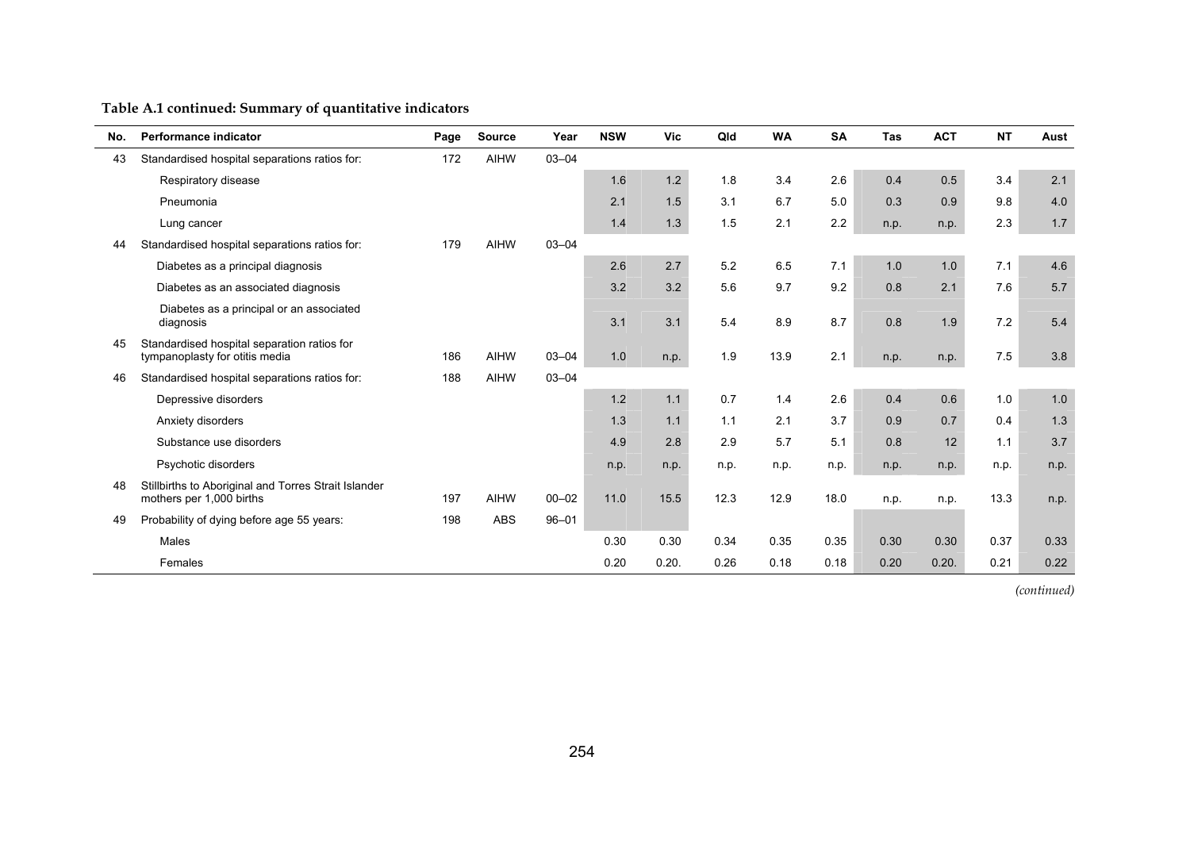**Table A.1 continued: Summary of quantitative indicators**

| No. | Performance indicator | Page | Source | Year | NSW | Vic | Qld | WA | SA | Tas | ACT | NT | Aust |
|---|---|---|---|---|---|---|---|---|---|---|---|---|---|
| 43 | Standardised hospital separations ratios for: | 172 | AIHW | 03–04 | | | | | | | | | |
| | Respiratory disease | | | | 1.6 | 1.2 | 1.8 | 3.4 | 2.6 | 0.4 | 0.5 | 3.4 | 2.1 |
| | Pneumonia | | | | 2.1 | 1.5 | 3.1 | 6.7 | 5.0 | 0.3 | 0.9 | 9.8 | 4.0 |
| | Lung cancer | | | | 1.4 | 1.3 | 1.5 | 2.1 | 2.2 | n.p. | n.p. | 2.3 | 1.7 |
| 44 | Standardised hospital separations ratios for: | 179 | AIHW | 03–04 | | | | | | | | | |
| | Diabetes as a principal diagnosis | | | | 2.6 | 2.7 | 5.2 | 6.5 | 7.1 | 1.0 | 1.0 | 7.1 | 4.6 |
| | Diabetes as an associated diagnosis | | | | 3.2 | 3.2 | 5.6 | 9.7 | 9.2 | 0.8 | 2.1 | 7.6 | 5.7 |
| | Diabetes as a principal or an associated diagnosis | | | | 3.1 | 3.1 | 5.4 | 8.9 | 8.7 | 0.8 | 1.9 | 7.2 | 5.4 |
| 45 | Standardised hospital separation ratios for tympanoplasty for otitis media | 186 | AIHW | 03–04 | 1.0 | n.p. | 1.9 | 13.9 | 2.1 | n.p. | n.p. | 7.5 | 3.8 |
| 46 | Standardised hospital separations ratios for: | 188 | AIHW | 03–04 | | | | | | | | | |
| | Depressive disorders | | | | 1.2 | 1.1 | 0.7 | 1.4 | 2.6 | 0.4 | 0.6 | 1.0 | 1.0 |
| | Anxiety disorders | | | | 1.3 | 1.1 | 1.1 | 2.1 | 3.7 | 0.9 | 0.7 | 0.4 | 1.3 |
| | Substance use disorders | | | | 4.9 | 2.8 | 2.9 | 5.7 | 5.1 | 0.8 | 12 | 1.1 | 3.7 |
| | Psychotic disorders | | | | n.p. | n.p. | n.p. | n.p. | n.p. | n.p. | n.p. | n.p. | n.p. |
| 48 | Stillbirths to Aboriginal and Torres Strait Islander mothers per 1,000 births | 197 | AIHW | 00–02 | 11.0 | 15.5 | 12.3 | 12.9 | 18.0 | n.p. | n.p. | 13.3 | n.p. |
| 49 | Probability of dying before age 55 years: | 198 | ABS | 96–01 | | | | | | | | | |
| | Males | | | | 0.30 | 0.30 | 0.34 | 0.35 | 0.35 | 0.30 | 0.30 | 0.37 | 0.33 |
| | Females | | | | 0.20 | 0.20. | 0.26 | 0.18 | 0.18 | 0.20 | 0.20. | 0.21 | 0.22 |

*(continued)*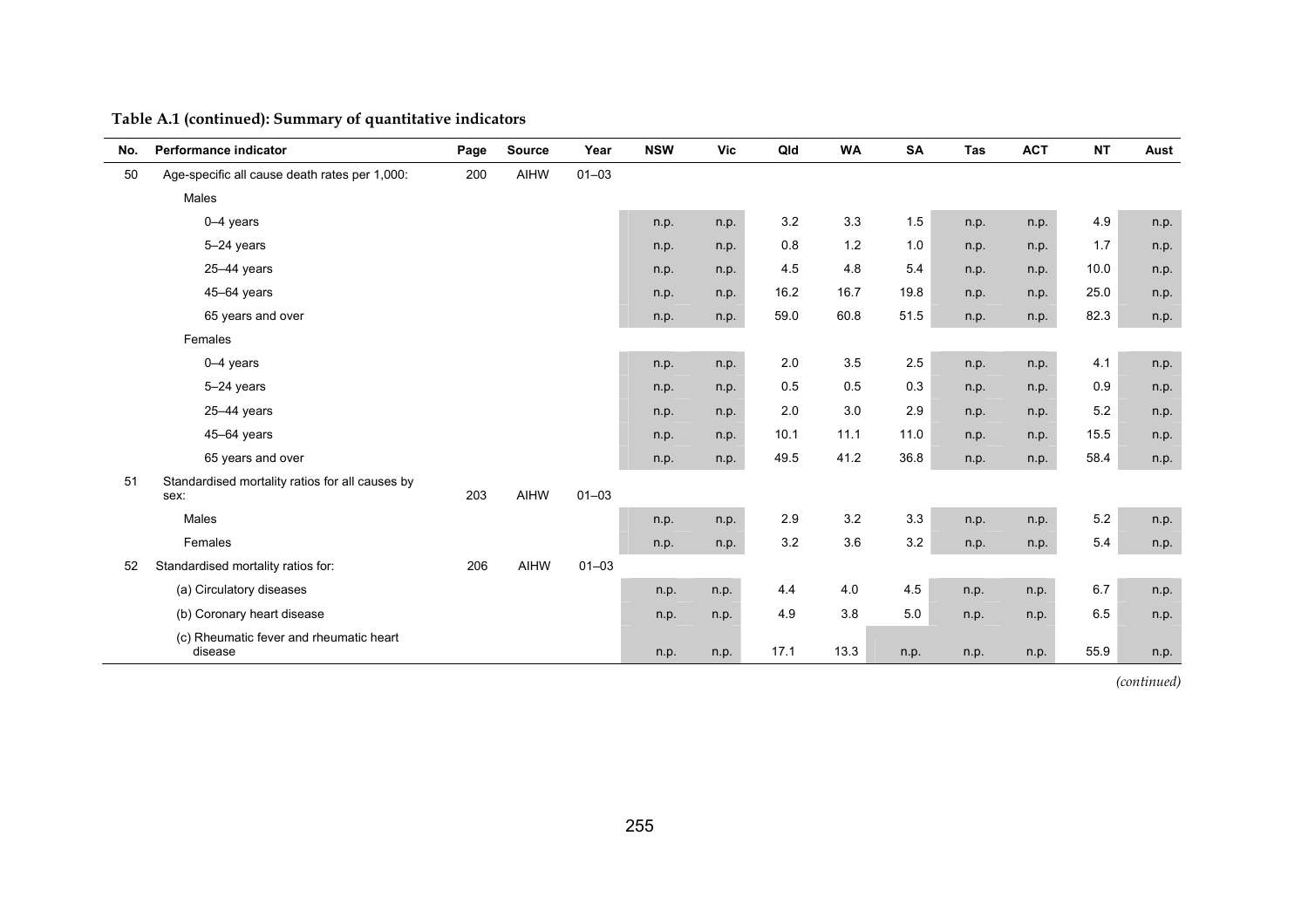**Table A.1 (continued): Summary of quantitative indicators**

| No. | Performance indicator | Page | Source | Year | NSW | Vic | Qld | WA | SA | Tas | ACT | NT | Aust |
|---|---|---|---|---|---|---|---|---|---|---|---|---|---|
| 50 | Age-specific all cause death rates per 1,000: | 200 | AIHW | 01–03 | | | | | | | | | |
| | Males | | | | | | | | | | | | |
| | 0–4 years | | | | n.p. | n.p. | 3.2 | 3.3 | 1.5 | n.p. | n.p. | 4.9 | n.p. |
| | 5–24 years | | | | n.p. | n.p. | 0.8 | 1.2 | 1.0 | n.p. | n.p. | 1.7 | n.p. |
| | 25–44 years | | | | n.p. | n.p. | 4.5 | 4.8 | 5.4 | n.p. | n.p. | 10.0 | n.p. |
| | 45–64 years | | | | n.p. | n.p. | 16.2 | 16.7 | 19.8 | n.p. | n.p. | 25.0 | n.p. |
| | 65 years and over | | | | n.p. | n.p. | 59.0 | 60.8 | 51.5 | n.p. | n.p. | 82.3 | n.p. |
| | Females | | | | | | | | | | | | |
| | 0–4 years | | | | n.p. | n.p. | 2.0 | 3.5 | 2.5 | n.p. | n.p. | 4.1 | n.p. |
| | 5–24 years | | | | n.p. | n.p. | 0.5 | 0.5 | 0.3 | n.p. | n.p. | 0.9 | n.p. |
| | 25–44 years | | | | n.p. | n.p. | 2.0 | 3.0 | 2.9 | n.p. | n.p. | 5.2 | n.p. |
| | 45–64 years | | | | n.p. | n.p. | 10.1 | 11.1 | 11.0 | n.p. | n.p. | 15.5 | n.p. |
| | 65 years and over | | | | n.p. | n.p. | 49.5 | 41.2 | 36.8 | n.p. | n.p. | 58.4 | n.p. |
| 51 | Standardised mortality ratios for all causes by sex: | 203 | AIHW | 01–03 | | | | | | | | | |
| | Males | | | | n.p. | n.p. | 2.9 | 3.2 | 3.3 | n.p. | n.p. | 5.2 | n.p. |
| | Females | | | | n.p. | n.p. | 3.2 | 3.6 | 3.2 | n.p. | n.p. | 5.4 | n.p. |
| 52 | Standardised mortality ratios for: | 206 | AIHW | 01–03 | | | | | | | | | |
| | (a) Circulatory diseases | | | | n.p. | n.p. | 4.4 | 4.0 | 4.5 | n.p. | n.p. | 6.7 | n.p. |
| | (b) Coronary heart disease | | | | n.p. | n.p. | 4.9 | 3.8 | 5.0 | n.p. | n.p. | 6.5 | n.p. |
| | (c) Rheumatic fever and rheumatic heart disease | | | | n.p. | n.p. | 17.1 | 13.3 | n.p. | n.p. | n.p. | 55.9 | n.p. |

*(continued)*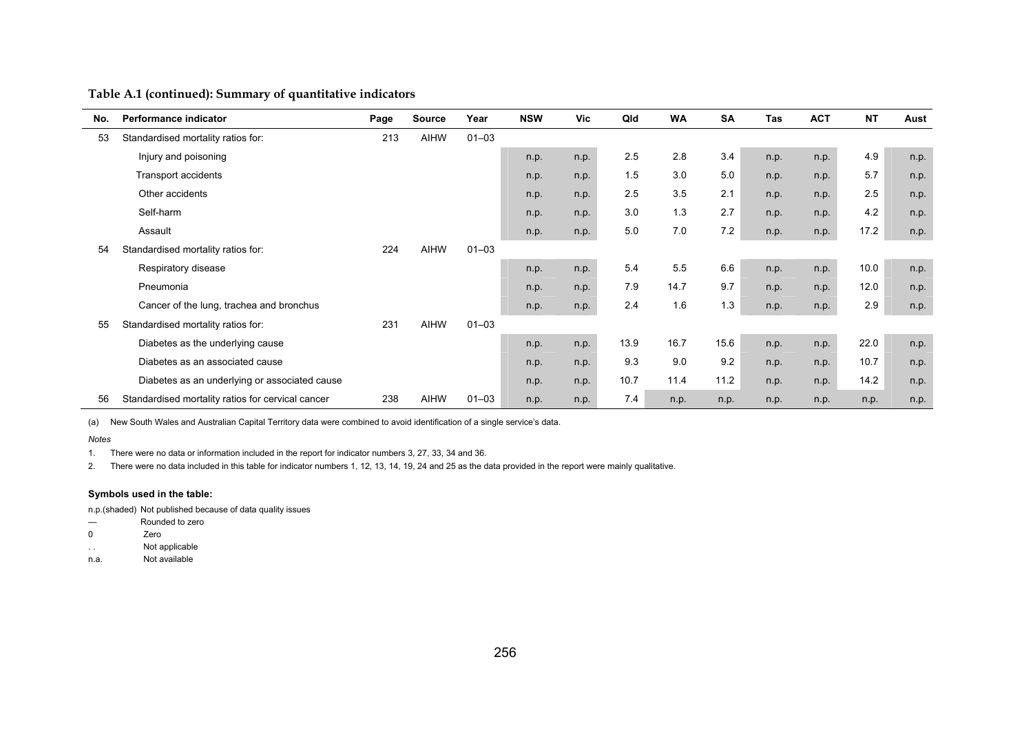**Table A.1 (continued): Summary of quantitative indicators**

| No. | Performance indicator | Page | Source | Year | NSW | Vic | Qld | WA | SA | Tas | ACT | NT | Aust |
|---|---|---|---|---|---|---|---|---|---|---|---|---|---|
| 53 | Standardised mortality ratios for: | 213 | AIHW | 01–03 | | | | | | | | | |
| | Injury and poisoning | | | | n.p. | n.p. | 2.5 | 2.8 | 3.4 | n.p. | n.p. | 4.9 | n.p. |
| | Transport accidents | | | | n.p. | n.p. | 1.5 | 3.0 | 5.0 | n.p. | n.p. | 5.7 | n.p. |
| | Other accidents | | | | n.p. | n.p. | 2.5 | 3.5 | 2.1 | n.p. | n.p. | 2.5 | n.p. |
| | Self-harm | | | | n.p. | n.p. | 3.0 | 1.3 | 2.7 | n.p. | n.p. | 4.2 | n.p. |
| | Assault | | | | n.p. | n.p. | 5.0 | 7.0 | 7.2 | n.p. | n.p. | 17.2 | n.p. |
| 54 | Standardised mortality ratios for: | 224 | AIHW | 01–03 | | | | | | | | | |
| | Respiratory disease | | | | n.p. | n.p. | 5.4 | 5.5 | 6.6 | n.p. | n.p. | 10.0 | n.p. |
| | Pneumonia | | | | n.p. | n.p. | 7.9 | 14.7 | 9.7 | n.p. | n.p. | 12.0 | n.p. |
| | Cancer of the lung, trachea and bronchus | | | | n.p. | n.p. | 2.4 | 1.6 | 1.3 | n.p. | n.p. | 2.9 | n.p. |
| 55 | Standardised mortality ratios for: | 231 | AIHW | 01–03 | | | | | | | | | |
| | Diabetes as the underlying cause | | | | n.p. | n.p. | 13.9 | 16.7 | 15.6 | n.p. | n.p. | 22.0 | n.p. |
| | Diabetes as an associated cause | | | | n.p. | n.p. | 9.3 | 9.0 | 9.2 | n.p. | n.p. | 10.7 | n.p. |
| | Diabetes as an underlying or associated cause | | | | n.p. | n.p. | 10.7 | 11.4 | 11.2 | n.p. | n.p. | 14.2 | n.p. |
| 56 | Standardised mortality ratios for cervical cancer | 238 | AIHW | 01–03 | n.p. | n.p. | 7.4 | n.p. | n.p. | n.p. | n.p. | n.p. | n.p. |

(a) New South Wales and Australian Capital Territory data were combined to avoid identification of a single service's data.

*Notes*

1. There were no data or information included in the report for indicator numbers 3, 27, 33, 34 and 36.
2. There were no data included in this table for indicator numbers 1, 12, 13, 14, 19, 24 and 25 as the data provided in the report were mainly qualitative.

**Symbols used in the table:**

n.p.(shaded) Not published because of data quality issues

— Rounded to zero

0 Zero

. . Not applicable

n.a. Not available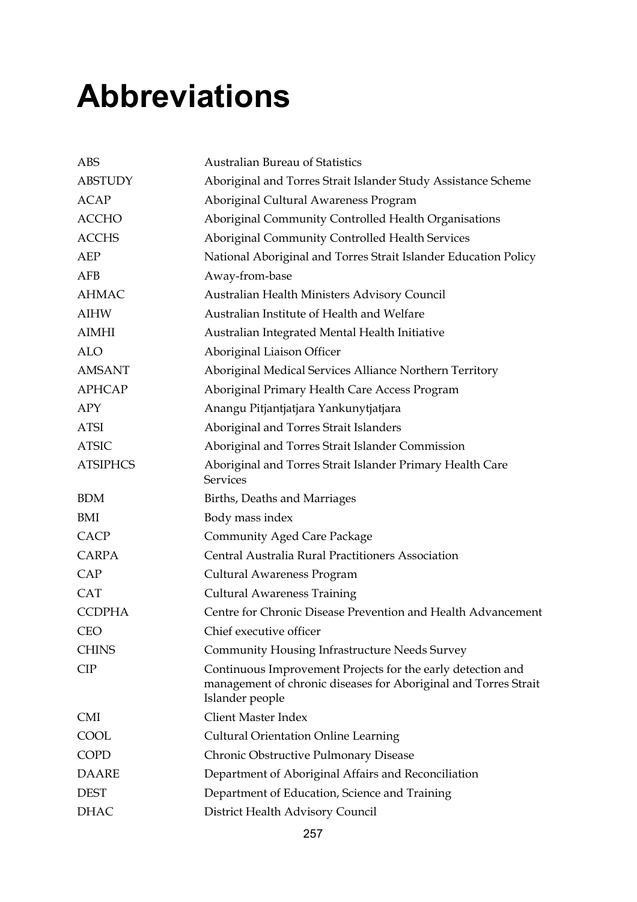# Abbreviations

| | |
|---|---|
| ABS | Australian Bureau of Statistics |
| ABSTUDY | Aboriginal and Torres Strait Islander Study Assistance Scheme |
| ACAP | Aboriginal Cultural Awareness Program |
| ACCHO | Aboriginal Community Controlled Health Organisations |
| ACCHS | Aboriginal Community Controlled Health Services |
| AEP | National Aboriginal and Torres Strait Islander Education Policy |
| AFB | Away-from-base |
| AHMAC | Australian Health Ministers Advisory Council |
| AIHW | Australian Institute of Health and Welfare |
| AIMHI | Australian Integrated Mental Health Initiative |
| ALO | Aboriginal Liaison Officer |
| AMSANT | Aboriginal Medical Services Alliance Northern Territory |
| APHCAP | Aboriginal Primary Health Care Access Program |
| APY | Anangu Pitjantjatjara Yankunytjatjara |
| ATSI | Aboriginal and Torres Strait Islanders |
| ATSIC | Aboriginal and Torres Strait Islander Commission |
| ATSIPHCS | Aboriginal and Torres Strait Islander Primary Health Care Services |
| BDM | Births, Deaths and Marriages |
| BMI | Body mass index |
| CACP | Community Aged Care Package |
| CARPA | Central Australia Rural Practitioners Association |
| CAP | Cultural Awareness Program |
| CAT | Cultural Awareness Training |
| CCDPHA | Centre for Chronic Disease Prevention and Health Advancement |
| CEO | Chief executive officer |
| CHINS | Community Housing Infrastructure Needs Survey |
| CIP | Continuous Improvement Projects for the early detection and management of chronic diseases for Aboriginal and Torres Strait Islander people |
| CMI | Client Master Index |
| COOL | Cultural Orientation Online Learning |
| COPD | Chronic Obstructive Pulmonary Disease |
| DAARE | Department of Aboriginal Affairs and Reconciliation |
| DEST | Department of Education, Science and Training |
| DHAC | District Health Advisory Council |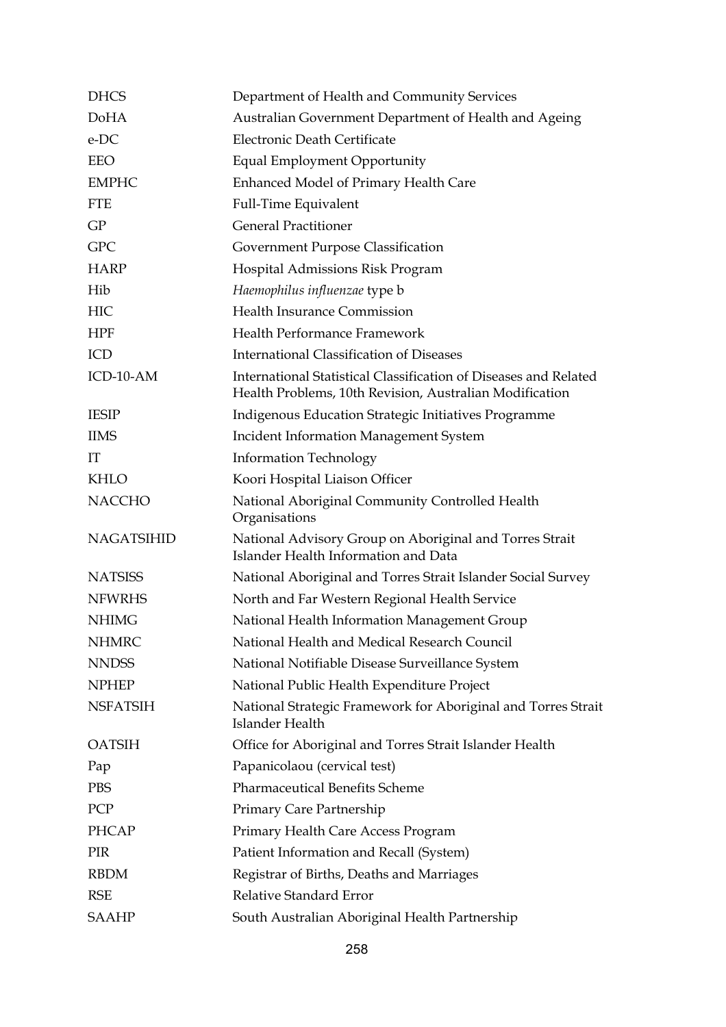| | |
|---|---|
| DHCS | Department of Health and Community Services |
| DoHA | Australian Government Department of Health and Ageing |
| e-DC | Electronic Death Certificate |
| EEO | Equal Employment Opportunity |
| EMPHC | Enhanced Model of Primary Health Care |
| FTE | Full-Time Equivalent |
| GP | General Practitioner |
| GPC | Government Purpose Classification |
| HARP | Hospital Admissions Risk Program |
| Hib | *Haemophilus influenzae* type b |
| HIC | Health Insurance Commission |
| HPF | Health Performance Framework |
| ICD | International Classification of Diseases |
| ICD-10-AM | International Statistical Classification of Diseases and Related Health Problems, 10th Revision, Australian Modification |
| IESIP | Indigenous Education Strategic Initiatives Programme |
| IIMS | Incident Information Management System |
| IT | Information Technology |
| KHLO | Koori Hospital Liaison Officer |
| NACCHO | National Aboriginal Community Controlled Health Organisations |
| NAGATSIHID | National Advisory Group on Aboriginal and Torres Strait Islander Health Information and Data |
| NATSISS | National Aboriginal and Torres Strait Islander Social Survey |
| NFWRHS | North and Far Western Regional Health Service |
| NHIMG | National Health Information Management Group |
| NHMRC | National Health and Medical Research Council |
| NNDSS | National Notifiable Disease Surveillance System |
| NPHEP | National Public Health Expenditure Project |
| NSFATSIH | National Strategic Framework for Aboriginal and Torres Strait Islander Health |
| OATSIH | Office for Aboriginal and Torres Strait Islander Health |
| Pap | Papanicolaou (cervical test) |
| PBS | Pharmaceutical Benefits Scheme |
| PCP | Primary Care Partnership |
| PHCAP | Primary Health Care Access Program |
| PIR | Patient Information and Recall (System) |
| RBDM | Registrar of Births, Deaths and Marriages |
| RSE | Relative Standard Error |
| SAAHP | South Australian Aboriginal Health Partnership |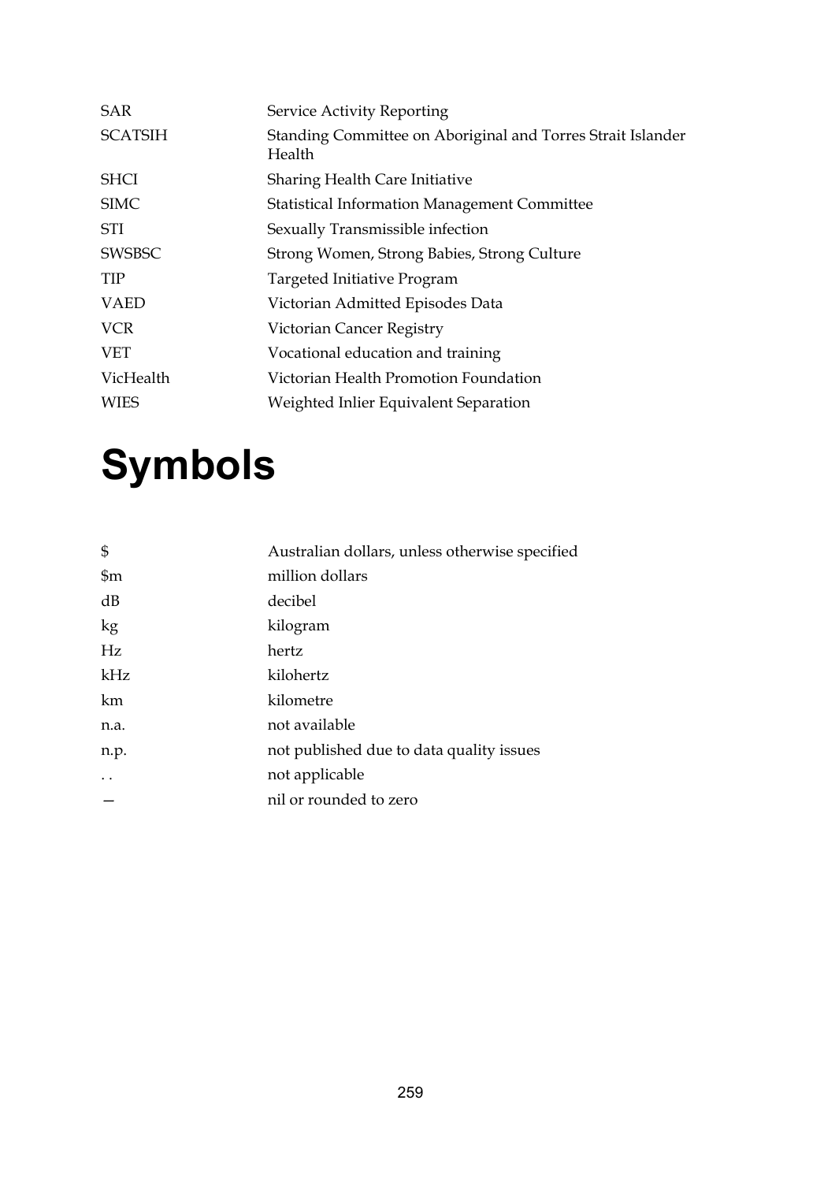| | |
|---|---|
| SAR | Service Activity Reporting |
| SCATSIH | Standing Committee on Aboriginal and Torres Strait Islander Health |
| SHCI | Sharing Health Care Initiative |
| SIMC | Statistical Information Management Committee |
| STI | Sexually Transmissible infection |
| SWSBSC | Strong Women, Strong Babies, Strong Culture |
| TIP | Targeted Initiative Program |
| VAED | Victorian Admitted Episodes Data |
| VCR | Victorian Cancer Registry |
| VET | Vocational education and training |
| VicHealth | Victorian Health Promotion Foundation |
| WIES | Weighted Inlier Equivalent Separation |

# Symbols

| | |
|---|---|
| $ | Australian dollars, unless otherwise specified |
| $m | million dollars |
| dB | decibel |
| kg | kilogram |
| Hz | hertz |
| kHz | kilohertz |
| km | kilometre |
| n.a. | not available |
| n.p. | not published due to data quality issues |
| . . | not applicable |
| — | nil or rounded to zero |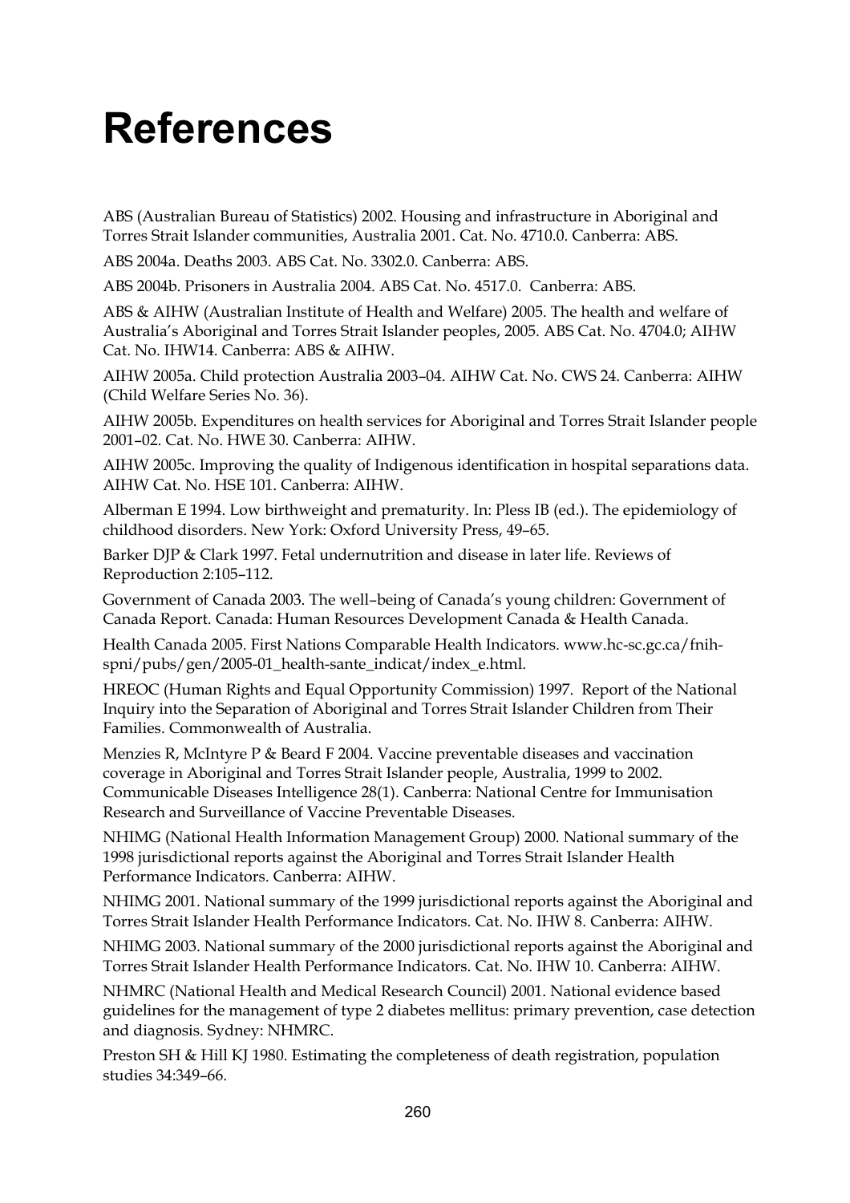# References

ABS (Australian Bureau of Statistics) 2002. Housing and infrastructure in Aboriginal and Torres Strait Islander communities, Australia 2001. Cat. No. 4710.0. Canberra: ABS.

ABS 2004a. Deaths 2003. ABS Cat. No. 3302.0. Canberra: ABS.

ABS 2004b. Prisoners in Australia 2004. ABS Cat. No. 4517.0. Canberra: ABS.

ABS & AIHW (Australian Institute of Health and Welfare) 2005. The health and welfare of Australia's Aboriginal and Torres Strait Islander peoples, 2005. ABS Cat. No. 4704.0; AIHW Cat. No. IHW14. Canberra: ABS & AIHW.

AIHW 2005a. Child protection Australia 2003–04. AIHW Cat. No. CWS 24. Canberra: AIHW (Child Welfare Series No. 36).

AIHW 2005b. Expenditures on health services for Aboriginal and Torres Strait Islander people 2001–02. Cat. No. HWE 30. Canberra: AIHW.

AIHW 2005c. Improving the quality of Indigenous identification in hospital separations data. AIHW Cat. No. HSE 101. Canberra: AIHW.

Alberman E 1994. Low birthweight and prematurity. In: Pless IB (ed.). The epidemiology of childhood disorders. New York: Oxford University Press, 49–65.

Barker DJP & Clark 1997. Fetal undernutrition and disease in later life. Reviews of Reproduction 2:105–112.

Government of Canada 2003. The well–being of Canada's young children: Government of Canada Report. Canada: Human Resources Development Canada & Health Canada.

Health Canada 2005. First Nations Comparable Health Indicators. www.hc-sc.gc.ca/fnih-spni/pubs/gen/2005-01_health-sante_indicat/index_e.html.

HREOC (Human Rights and Equal Opportunity Commission) 1997. Report of the National Inquiry into the Separation of Aboriginal and Torres Strait Islander Children from Their Families. Commonwealth of Australia.

Menzies R, McIntyre P & Beard F 2004. Vaccine preventable diseases and vaccination coverage in Aboriginal and Torres Strait Islander people, Australia, 1999 to 2002. Communicable Diseases Intelligence 28(1). Canberra: National Centre for Immunisation Research and Surveillance of Vaccine Preventable Diseases.

NHIMG (National Health Information Management Group) 2000. National summary of the 1998 jurisdictional reports against the Aboriginal and Torres Strait Islander Health Performance Indicators. Canberra: AIHW.

NHIMG 2001. National summary of the 1999 jurisdictional reports against the Aboriginal and Torres Strait Islander Health Performance Indicators. Cat. No. IHW 8. Canberra: AIHW.

NHIMG 2003. National summary of the 2000 jurisdictional reports against the Aboriginal and Torres Strait Islander Health Performance Indicators. Cat. No. IHW 10. Canberra: AIHW.

NHMRC (National Health and Medical Research Council) 2001. National evidence based guidelines for the management of type 2 diabetes mellitus: primary prevention, case detection and diagnosis. Sydney: NHMRC.

Preston SH & Hill KJ 1980. Estimating the completeness of death registration, population studies 34:349–66.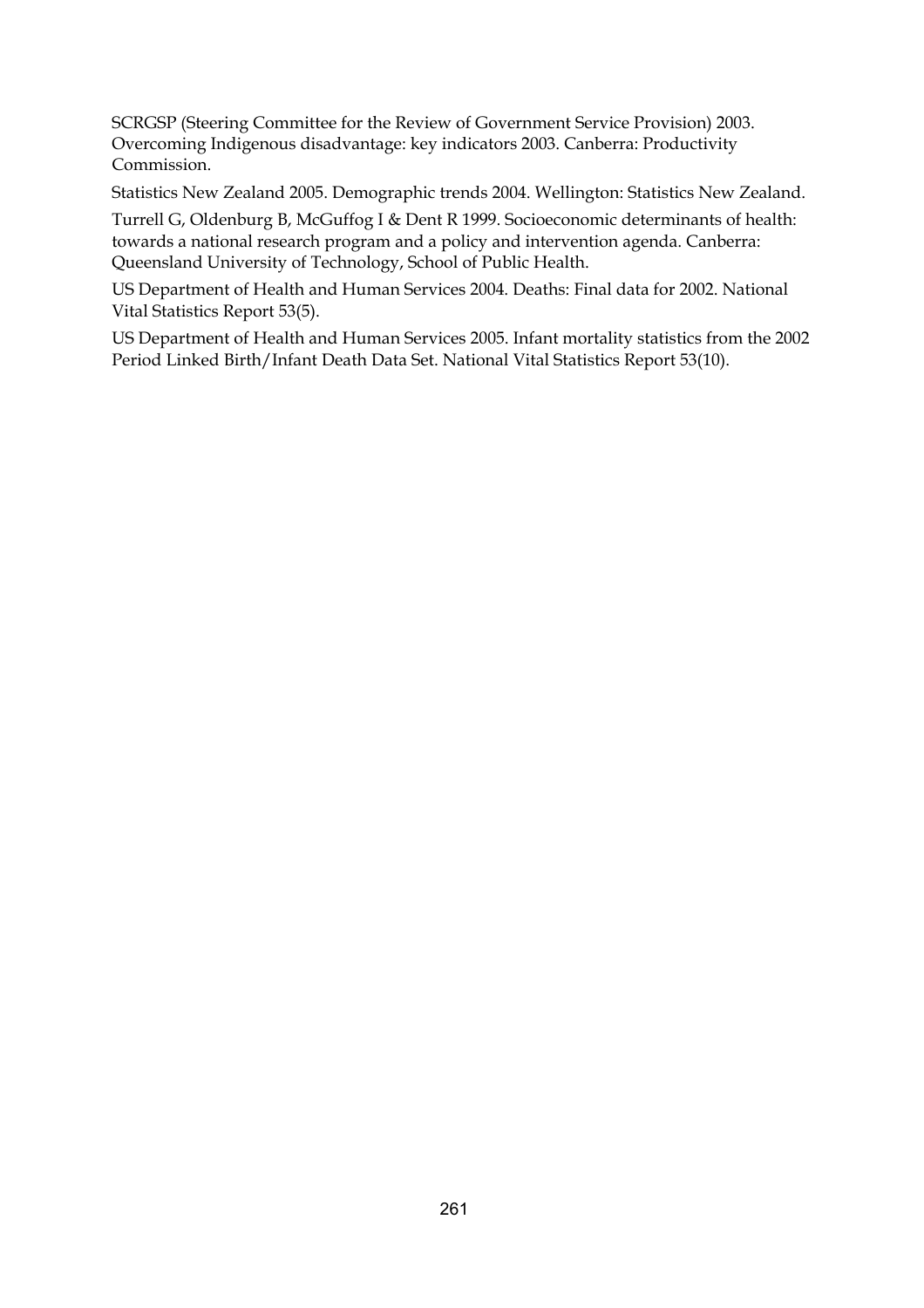SCRGSP (Steering Committee for the Review of Government Service Provision) 2003. Overcoming Indigenous disadvantage: key indicators 2003. Canberra: Productivity Commission.

Statistics New Zealand 2005. Demographic trends 2004. Wellington: Statistics New Zealand.

Turrell G, Oldenburg B, McGuffog I & Dent R 1999. Socioeconomic determinants of health: towards a national research program and a policy and intervention agenda. Canberra: Queensland University of Technology, School of Public Health.

US Department of Health and Human Services 2004. Deaths: Final data for 2002. National Vital Statistics Report 53(5).

US Department of Health and Human Services 2005. Infant mortality statistics from the 2002 Period Linked Birth/Infant Death Data Set. National Vital Statistics Report 53(10).